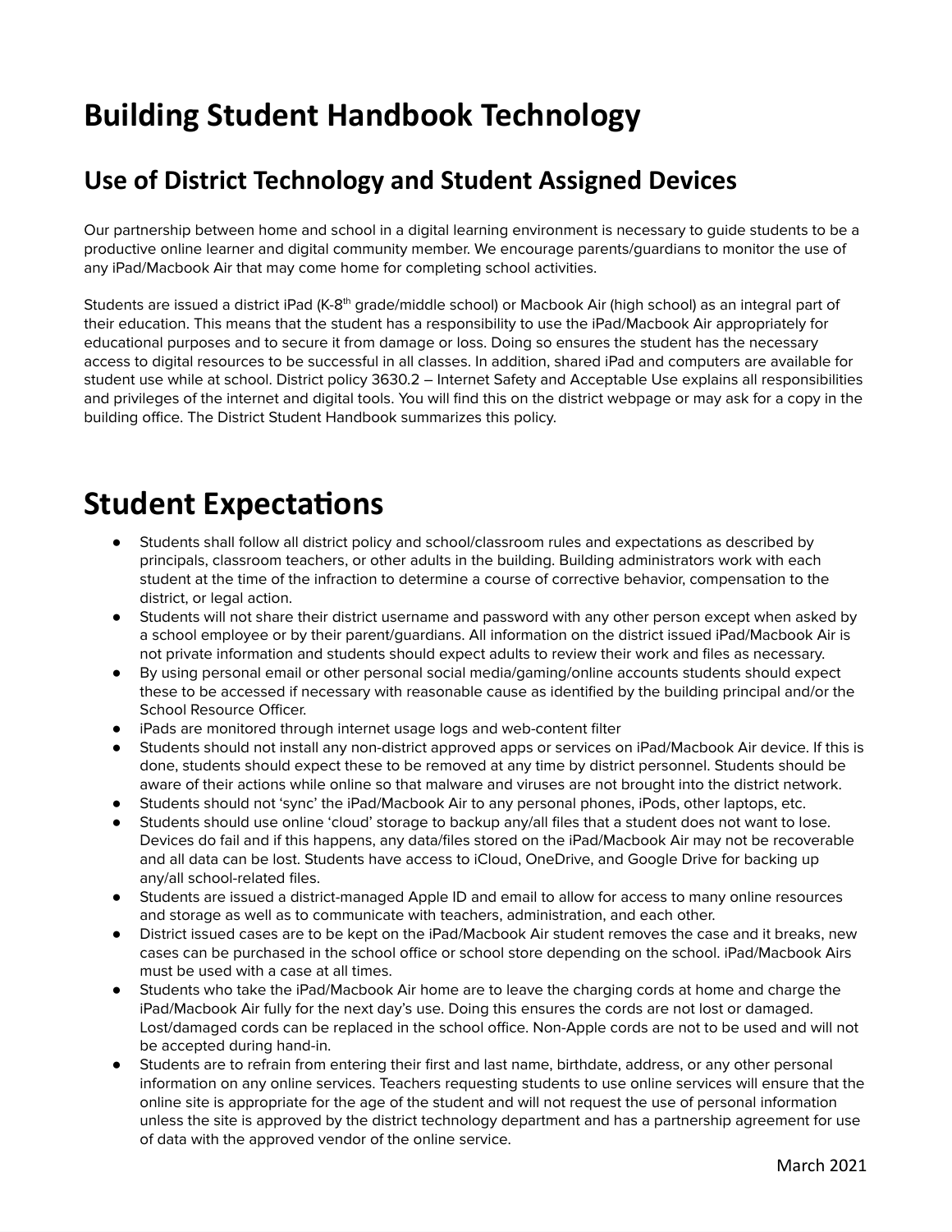# Building Student Handbook Technology

## Use of District Technology and Student Assigned Devices

Our partnership between home and school in a digital learning environment is necessary to guide students to be a productive online learner and digital community member. We encourage parents/guardians to monitor the use of any iPad/Macbook Air that may come home for completing school activities.

Students are issued a district iPad (K-8th grade/middle school) or Macbook Air (high school) as an integral part of their education. This means that the student has a responsibility to use the iPad/Macbook Air appropriately for educational purposes and to secure it from damage or loss. Doing so ensures the student has the necessary access to digital resources to be successful in all classes. In addition, shared iPad and computers are available for student use while at school. District policy 3630.2 – Internet Safety and Acceptable Use explains all responsibilities and privileges of the internet and digital tools. You will find this on the district webpage or may ask for a copy in the building office. The District Student Handbook summarizes this policy.

# Student Expectations

- Students shall follow all district policy and school/classroom rules and expectations as described by principals, classroom teachers, or other adults in the building. Building administrators work with each student at the time of the infraction to determine a course of corrective behavior, compensation to the district, or legal action.
- Students will not share their district username and password with any other person except when asked by a school employee or by their parent/guardians. All information on the district issued iPad/Macbook Air is not private information and students should expect adults to review their work and files as necessary.
- By using personal email or other personal social media/gaming/online accounts students should expect these to be accessed if necessary with reasonable cause as identified by the building principal and/or the School Resource Officer.
- iPads are monitored through internet usage logs and web-content filter
- Students should not install any non-district approved apps or services on iPad/Macbook Air device. If this is done, students should expect these to be removed at any time by district personnel. Students should be aware of their actions while online so that malware and viruses are not brought into the district network.
- Students should not 'sync' the iPad/Macbook Air to any personal phones, iPods, other laptops, etc.
- Students should use online 'cloud' storage to backup any/all files that a student does not want to lose. Devices do fail and if this happens, any data/files stored on the iPad/Macbook Air may not be recoverable and all data can be lost. Students have access to iCloud, OneDrive, and Google Drive for backing up any/all school-related files.
- Students are issued a district-managed Apple ID and email to allow for access to many online resources and storage as well as to communicate with teachers, administration, and each other.
- District issued cases are to be kept on the iPad/Macbook Air student removes the case and it breaks, new cases can be purchased in the school office or school store depending on the school. iPad/Macbook Airs must be used with a case at all times.
- Students who take the iPad/Macbook Air home are to leave the charging cords at home and charge the iPad/Macbook Air fully for the next day's use. Doing this ensures the cords are not lost or damaged. Lost/damaged cords can be replaced in the school office. Non-Apple cords are not to be used and will not be accepted during hand-in.
- Students are to refrain from entering their first and last name, birthdate, address, or any other personal information on any online services. Teachers requesting students to use online services will ensure that the online site is appropriate for the age of the student and will not request the use of personal information unless the site is approved by the district technology department and has a partnership agreement for use of data with the approved vendor of the online service.

March 2021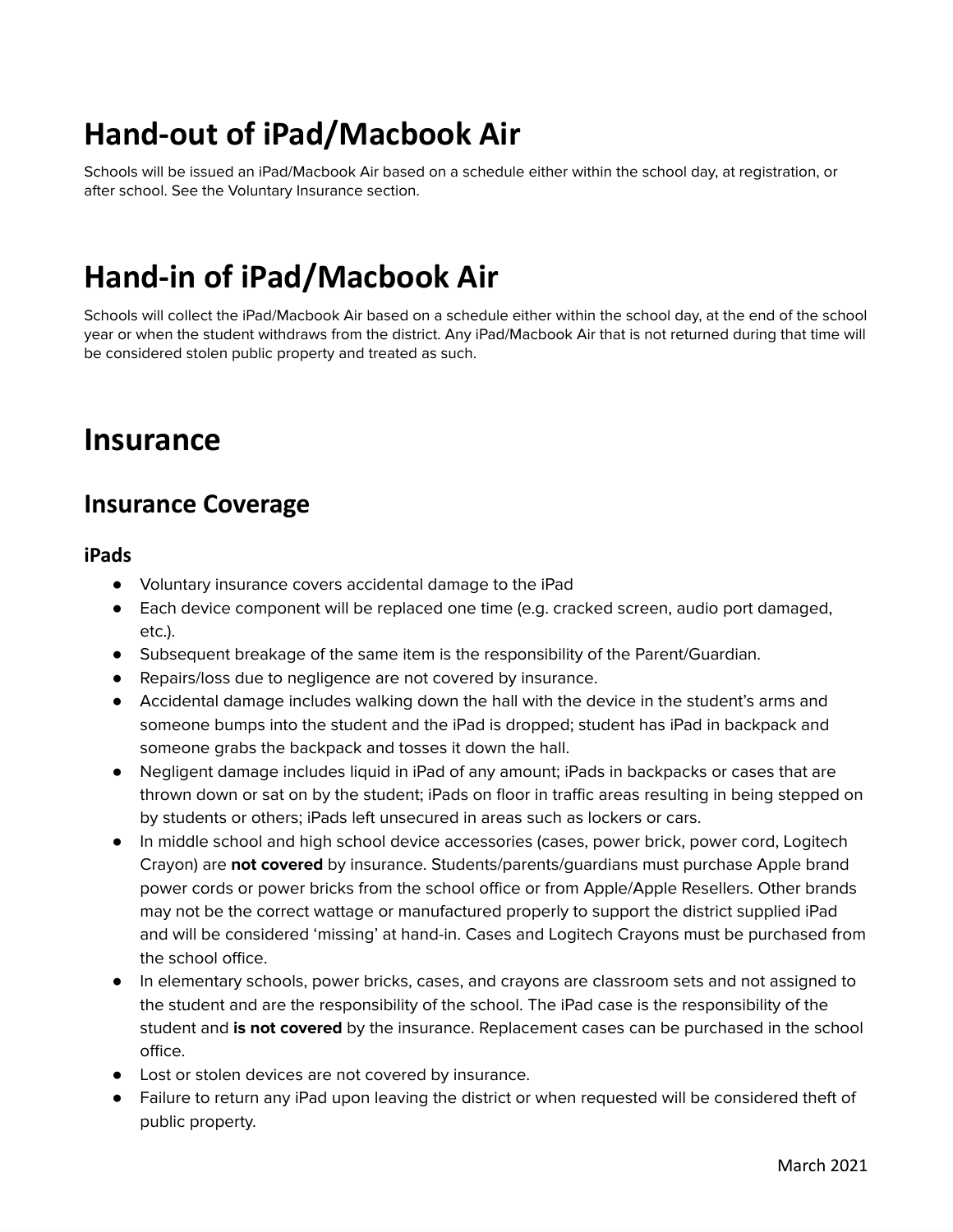# Hand-out of iPad/Macbook Air

Schools will be issued an iPad/Macbook Air based on a schedule either within the school day, at registration, or after school. See the Voluntary Insurance section.

# Hand-in of iPad/Macbook Air

Schools will collect the iPad/Macbook Air based on a schedule either within the school day, at the end of the school year or when the student withdraws from the district. Any iPad/Macbook Air that is not returned during that time will be considered stolen public property and treated as such.

# Insurance

## Insurance Coverage

### iPads

- Voluntary insurance covers accidental damage to the iPad
- Each device component will be replaced one time (e.g. cracked screen, audio port damaged, etc.).
- Subsequent breakage of the same item is the responsibility of the Parent/Guardian.
- Repairs/loss due to negligence are not covered by insurance.
- Accidental damage includes walking down the hall with the device in the student's arms and someone bumps into the student and the iPad is dropped; student has iPad in backpack and someone grabs the backpack and tosses it down the hall.
- Negligent damage includes liquid in iPad of any amount; iPads in backpacks or cases that are thrown down or sat on by the student; iPads on floor in traffic areas resulting in being stepped on by students or others; iPads left unsecured in areas such as lockers or cars.
- In middle school and high school device accessories (cases, power brick, power cord, Logitech Crayon) are **not covered** by insurance. Students/parents/guardians must purchase Apple brand power cords or power bricks from the school office or from Apple/Apple Resellers. Other brands may not be the correct wattage or manufactured properly to support the district supplied iPad and will be considered 'missing' at hand-in. Cases and Logitech Crayons must be purchased from the school office.
- In elementary schools, power bricks, cases, and crayons are classroom sets and not assigned to the student and are the responsibility of the school. The iPad case is the responsibility of the student and **is not covered** by the insurance. Replacement cases can be purchased in the school office.
- Lost or stolen devices are not covered by insurance.
- Failure to return any iPad upon leaving the district or when requested will be considered theft of public property.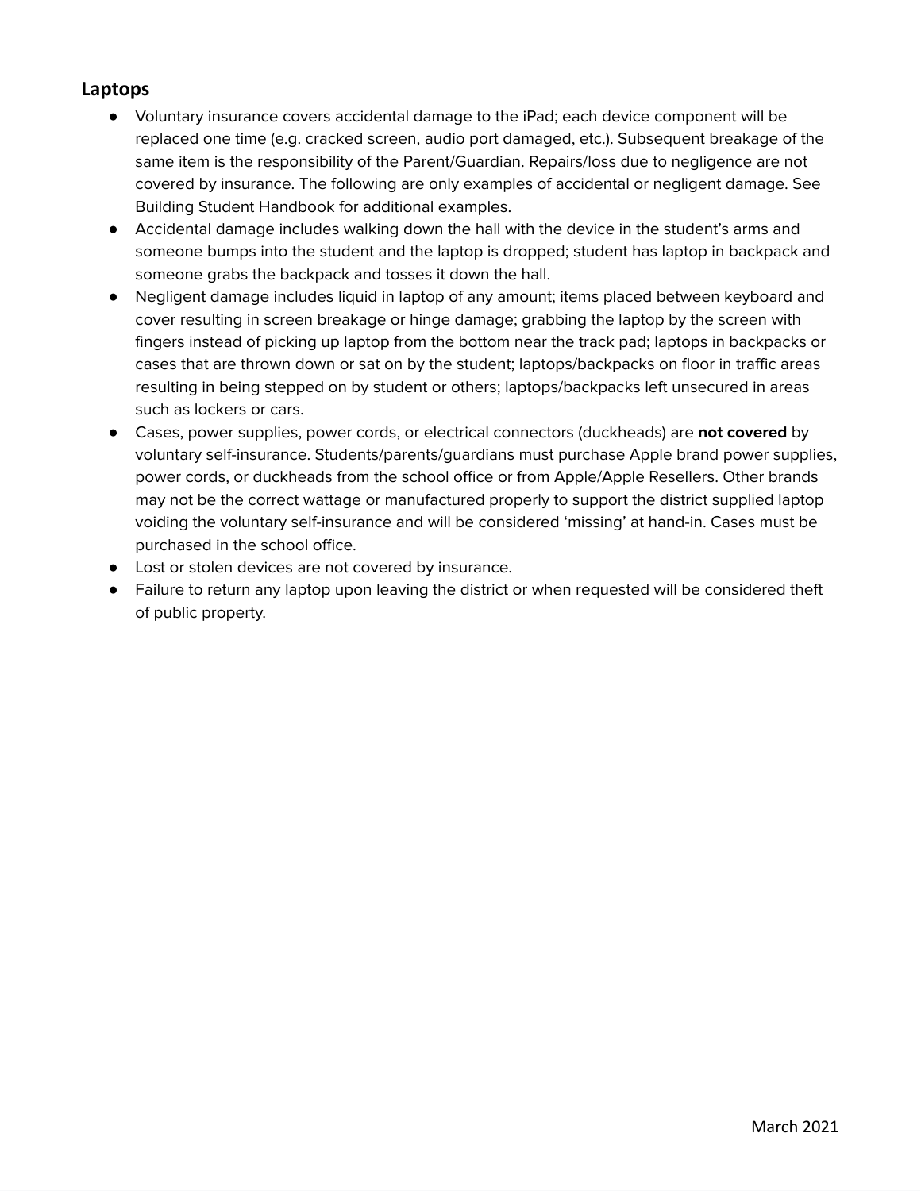## Laptops

- Voluntary insurance covers accidental damage to the iPad; each device component will be replaced one time (e.g. cracked screen, audio port damaged, etc.). Subsequent breakage of the same item is the responsibility of the Parent/Guardian. Repairs/loss due to negligence are not covered by insurance. The following are only examples of accidental or negligent damage. See Building Student Handbook for additional examples.
- Accidental damage includes walking down the hall with the device in the student's arms and someone bumps into the student and the laptop is dropped; student has laptop in backpack and someone grabs the backpack and tosses it down the hall.
- Negligent damage includes liquid in laptop of any amount; items placed between keyboard and cover resulting in screen breakage or hinge damage; grabbing the laptop by the screen with fingers instead of picking up laptop from the bottom near the track pad; laptops in backpacks or cases that are thrown down or sat on by the student; laptops/backpacks on floor in traffic areas resulting in being stepped on by student or others; laptops/backpacks left unsecured in areas such as lockers or cars.
- Cases, power supplies, power cords, or electrical connectors (duckheads) are **not covered** by voluntary self-insurance. Students/parents/guardians must purchase Apple brand power supplies, power cords, or duckheads from the school office or from Apple/Apple Resellers. Other brands may not be the correct wattage or manufactured properly to support the district supplied laptop voiding the voluntary self-insurance and will be considered 'missing' at hand-in. Cases must be purchased in the school office.
- Lost or stolen devices are not covered by insurance.
- Failure to return any laptop upon leaving the district or when requested will be considered theft of public property.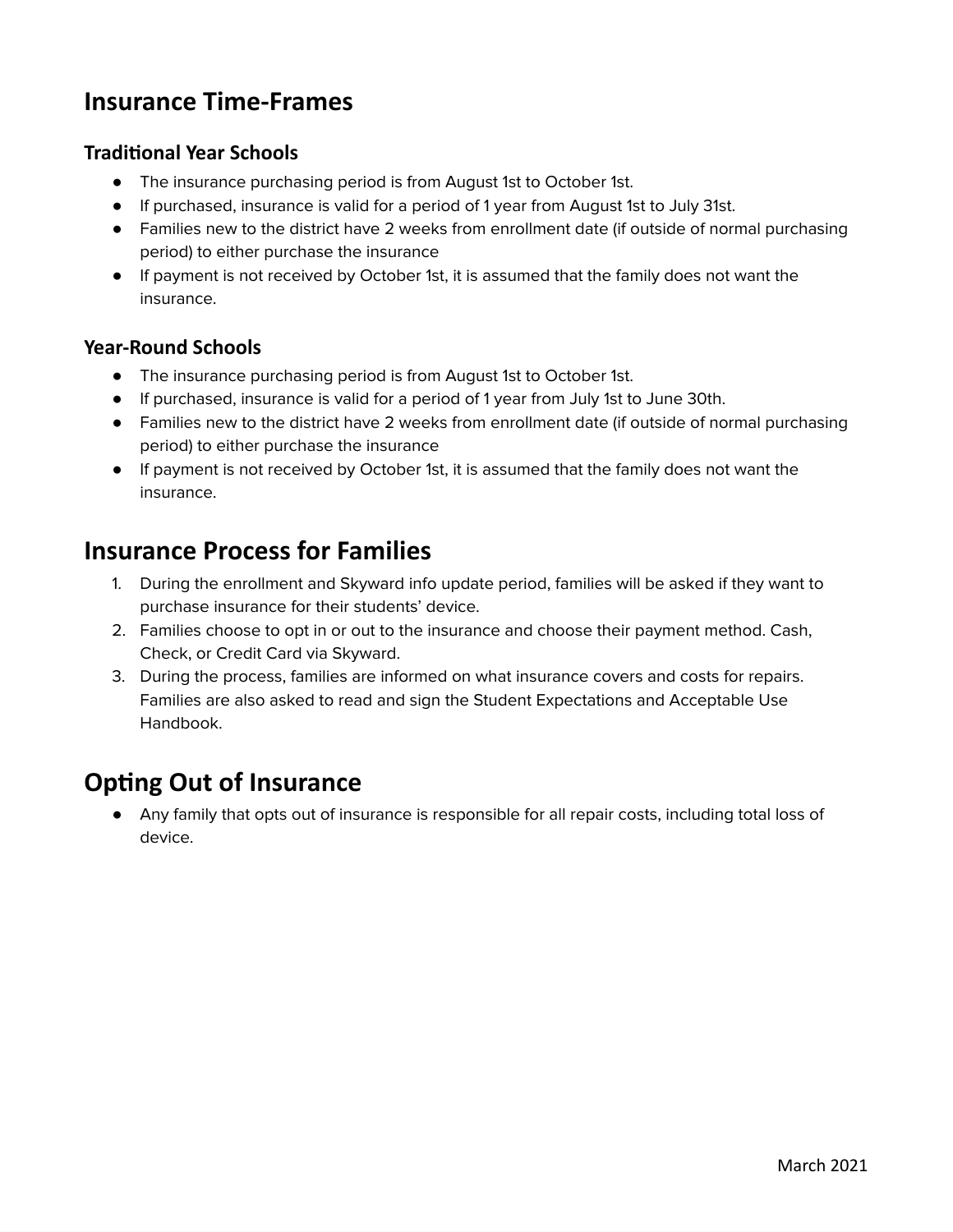## Insurance Time-Frames

### Traditional Year Schools

- The insurance purchasing period is from August 1st to October 1st.
- If purchased, insurance is valid for a period of 1 year from August 1st to July 31st.
- Families new to the district have 2 weeks from enrollment date (if outside of normal purchasing period) to either purchase the insurance
- If payment is not received by October 1st, it is assumed that the family does not want the insurance.

### Year-Round Schools

- The insurance purchasing period is from August 1st to October 1st.
- If purchased, insurance is valid for a period of 1 year from July 1st to June 30th.
- Families new to the district have 2 weeks from enrollment date (if outside of normal purchasing period) to either purchase the insurance
- If payment is not received by October 1st, it is assumed that the family does not want the insurance.

## Insurance Process for Families

1. During the enrollment and Skyward info update period, families will be asked if they want to purchase insurance for their students' device.
2. Families choose to opt in or out to the insurance and choose their payment method. Cash, Check, or Credit Card via Skyward.
3. During the process, families are informed on what insurance covers and costs for repairs. Families are also asked to read and sign the Student Expectations and Acceptable Use Handbook.

## Opting Out of Insurance

- Any family that opts out of insurance is responsible for all repair costs, including total loss of device.

March 2021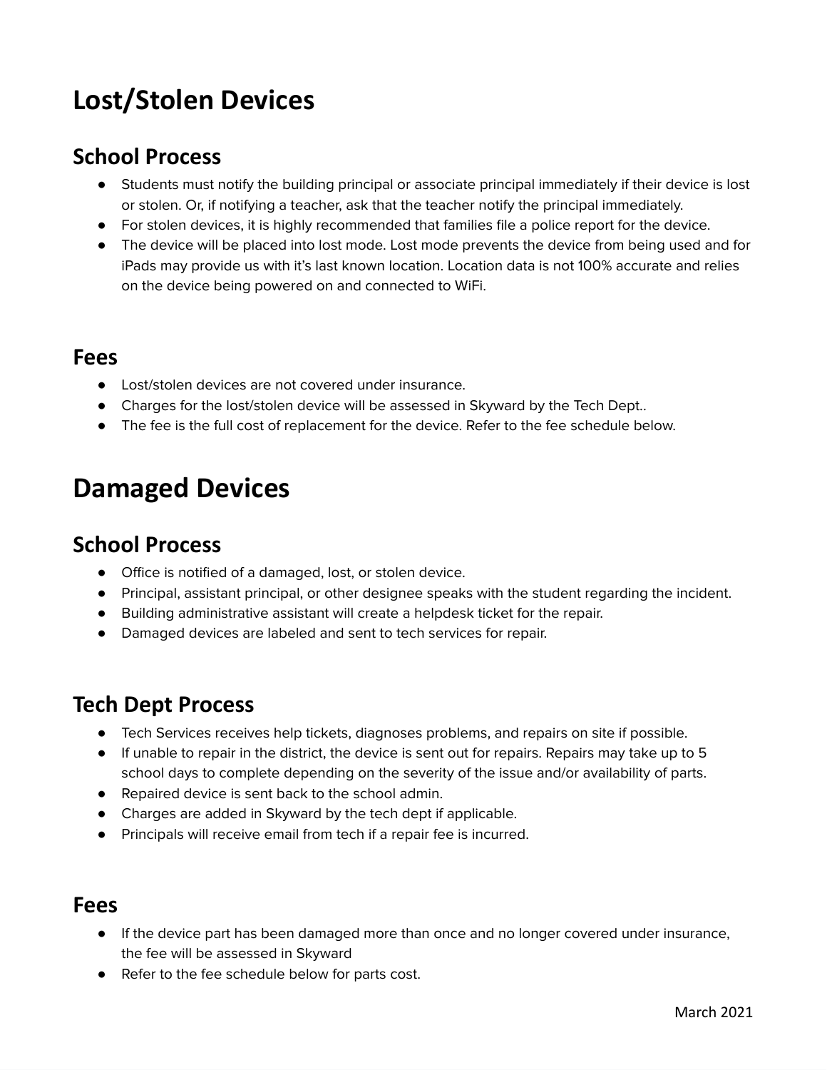# Lost/Stolen Devices

## School Process

- Students must notify the building principal or associate principal immediately if their device is lost or stolen. Or, if notifying a teacher, ask that the teacher notify the principal immediately.
- For stolen devices, it is highly recommended that families file a police report for the device.
- The device will be placed into lost mode. Lost mode prevents the device from being used and for iPads may provide us with it's last known location. Location data is not 100% accurate and relies on the device being powered on and connected to WiFi.

## Fees

- Lost/stolen devices are not covered under insurance.
- Charges for the lost/stolen device will be assessed in Skyward by the Tech Dept..
- The fee is the full cost of replacement for the device. Refer to the fee schedule below.

# Damaged Devices

## School Process

- Office is notified of a damaged, lost, or stolen device.
- Principal, assistant principal, or other designee speaks with the student regarding the incident.
- Building administrative assistant will create a helpdesk ticket for the repair.
- Damaged devices are labeled and sent to tech services for repair.

## Tech Dept Process

- Tech Services receives help tickets, diagnoses problems, and repairs on site if possible.
- If unable to repair in the district, the device is sent out for repairs. Repairs may take up to 5 school days to complete depending on the severity of the issue and/or availability of parts.
- Repaired device is sent back to the school admin.
- Charges are added in Skyward by the tech dept if applicable.
- Principals will receive email from tech if a repair fee is incurred.

## Fees

- If the device part has been damaged more than once and no longer covered under insurance, the fee will be assessed in Skyward
- Refer to the fee schedule below for parts cost.

March 2021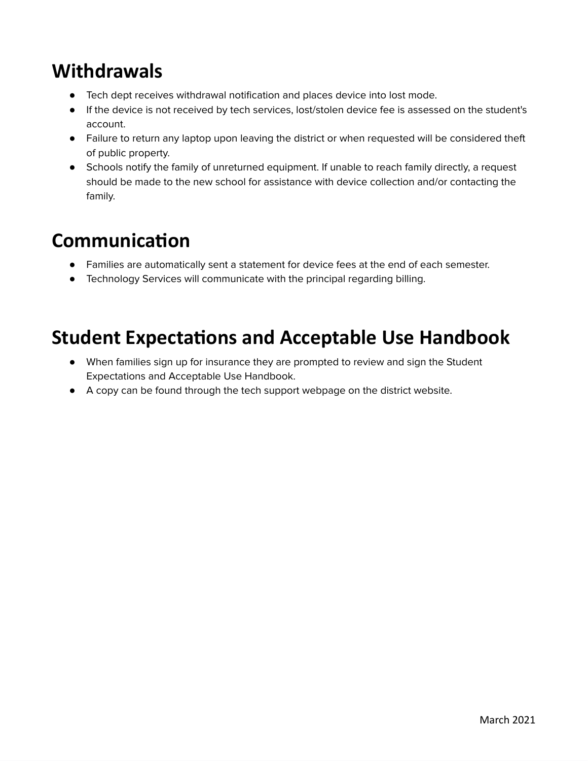## Withdrawals

- Tech dept receives withdrawal notification and places device into lost mode.
- If the device is not received by tech services, lost/stolen device fee is assessed on the student's account.
- Failure to return any laptop upon leaving the district or when requested will be considered theft of public property.
- Schools notify the family of unreturned equipment. If unable to reach family directly, a request should be made to the new school for assistance with device collection and/or contacting the family.

## Communication

- Families are automatically sent a statement for device fees at the end of each semester.
- Technology Services will communicate with the principal regarding billing.

## Student Expectations and Acceptable Use Handbook

- When families sign up for insurance they are prompted to review and sign the Student Expectations and Acceptable Use Handbook.
- A copy can be found through the tech support webpage on the district website.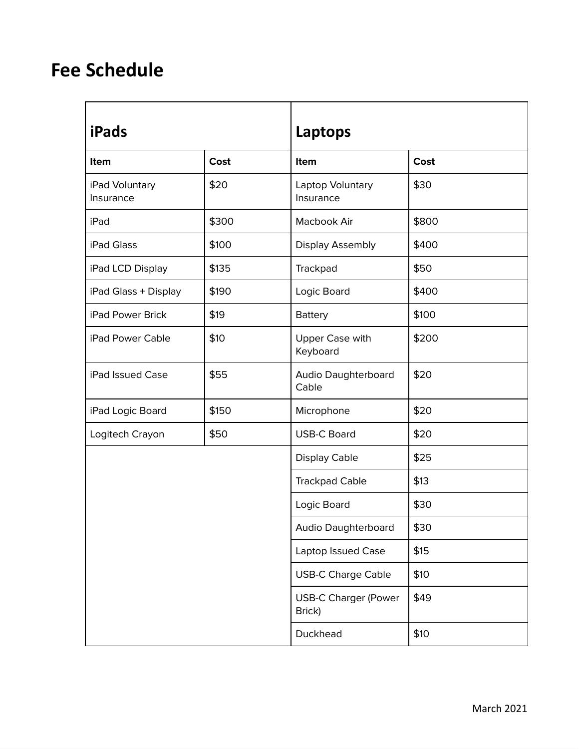# Fee Schedule

| iPads | | Laptops | |
|---|---|---|---|
| **Item** | **Cost** | **Item** | **Cost** |
| iPad Voluntary Insurance | $20 | Laptop Voluntary Insurance | $30 |
| iPad | $300 | Macbook Air | $800 |
| iPad Glass | $100 | Display Assembly | $400 |
| iPad LCD Display | $135 | Trackpad | $50 |
| iPad Glass + Display | $190 | Logic Board | $400 |
| iPad Power Brick | $19 | Battery | $100 |
| iPad Power Cable | $10 | Upper Case with Keyboard | $200 |
| iPad Issued Case | $55 | Audio Daughterboard Cable | $20 |
| iPad Logic Board | $150 | Microphone | $20 |
| Logitech Crayon | $50 | USB-C Board | $20 |
| | | Display Cable | $25 |
| | | Trackpad Cable | $13 |
| | | Logic Board | $30 |
| | | Audio Daughterboard | $30 |
| | | Laptop Issued Case | $15 |
| | | USB-C Charge Cable | $10 |
| | | USB-C Charger (Power Brick) | $49 |
| | | Duckhead | $10 |

March 2021